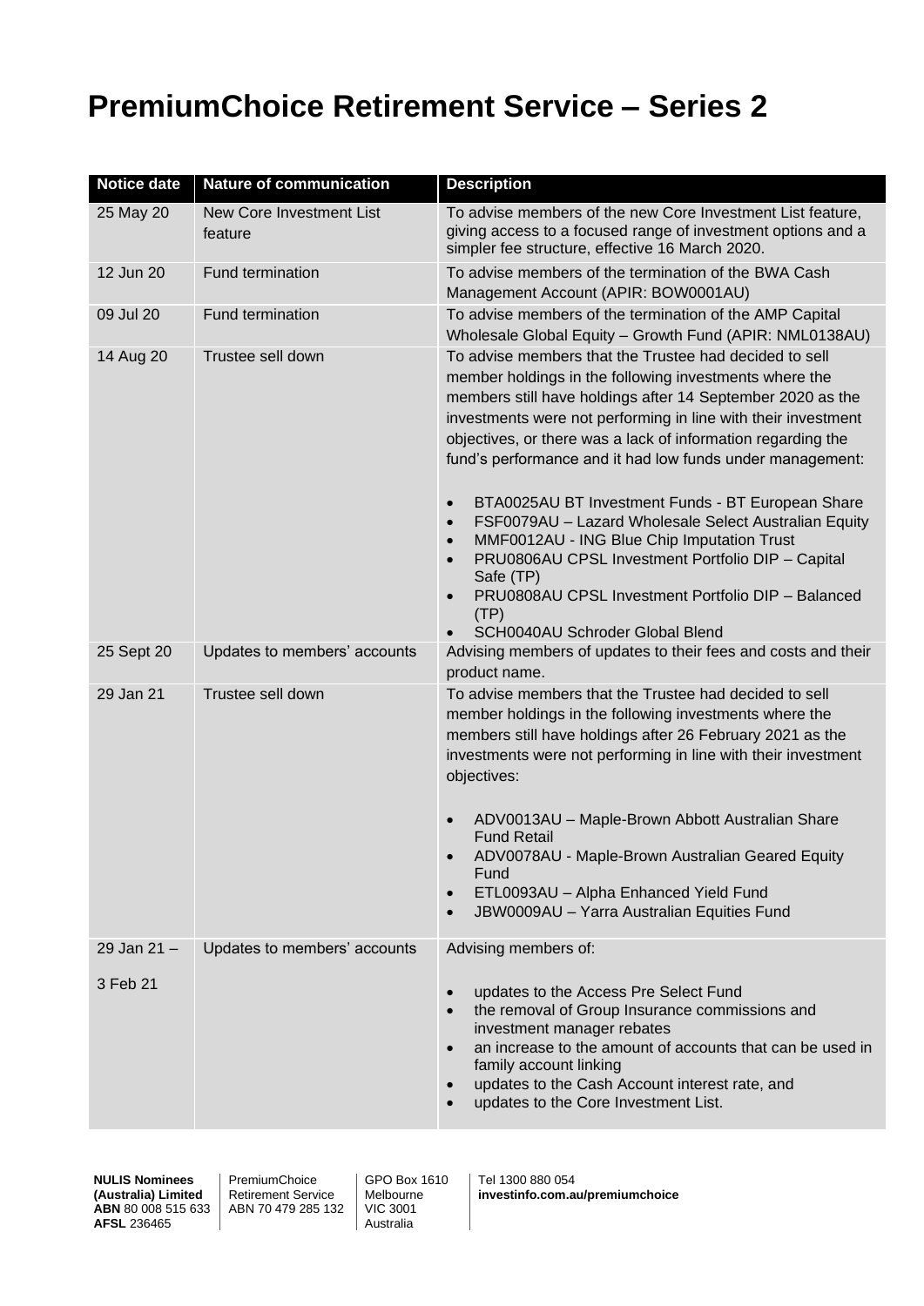# PremiumChoice Retirement Service – Series 2

| Notice date | Nature of communication | Description |
|---|---|---|
| 25 May 20 | New Core Investment List feature | To advise members of the new Core Investment List feature, giving access to a focused range of investment options and a simpler fee structure, effective 16 March 2020. |
| 12 Jun 20 | Fund termination | To advise members of the termination of the BWA Cash Management Account (APIR: BOW0001AU) |
| 09 Jul 20 | Fund termination | To advise members of the termination of the AMP Capital Wholesale Global Equity – Growth Fund (APIR: NML0138AU) |
| 14 Aug 20 | Trustee sell down | To advise members that the Trustee had decided to sell member holdings in the following investments where the members still have holdings after 14 September 2020 as the investments were not performing in line with their investment objectives, or there was a lack of information regarding the fund's performance and it had low funds under management:<br><br>• BTA0025AU BT Investment Funds - BT European Share<br>• FSF0079AU – Lazard Wholesale Select Australian Equity<br>• MMF0012AU - ING Blue Chip Imputation Trust<br>• PRU0806AU CPSL Investment Portfolio DIP – Capital Safe (TP)<br>• PRU0808AU CPSL Investment Portfolio DIP – Balanced (TP)<br>• SCH0040AU Schroder Global Blend |
| 25 Sept 20 | Updates to members' accounts | Advising members of updates to their fees and costs and their product name. |
| 29 Jan 21 | Trustee sell down | To advise members that the Trustee had decided to sell member holdings in the following investments where the members still have holdings after 26 February 2021 as the investments were not performing in line with their investment objectives:<br><br>• ADV0013AU – Maple-Brown Abbott Australian Share Fund Retail<br>• ADV0078AU - Maple-Brown Australian Geared Equity Fund<br>• ETL0093AU – Alpha Enhanced Yield Fund<br>• JBW0009AU – Yarra Australian Equities Fund |
| 29 Jan 21 – 3 Feb 21 | Updates to members' accounts | Advising members of:<br><br>• updates to the Access Pre Select Fund<br>• the removal of Group Insurance commissions and investment manager rebates<br>• an increase to the amount of accounts that can be used in family account linking<br>• updates to the Cash Account interest rate, and<br>• updates to the Core Investment List. |

**NULIS Nominees (Australia) Limited**
**ABN** 80 008 515 633
**AFSL** 236465

PremiumChoice Retirement Service
ABN 70 479 285 132

GPO Box 1610
Melbourne
VIC 3001
Australia

Tel 1300 880 054
**investinfo.com.au/premiumchoice**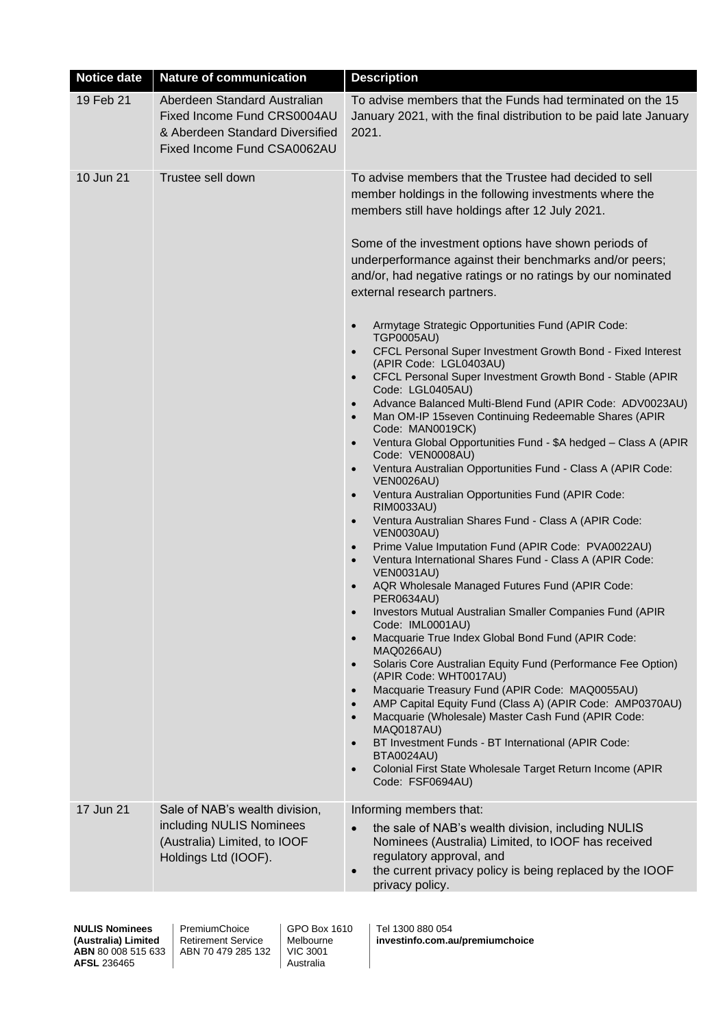| Notice date | Nature of communication | Description |
| --- | --- | --- |
| 19 Feb 21 | Aberdeen Standard Australian Fixed Income Fund CRS0004AU & Aberdeen Standard Diversified Fixed Income Fund CSA0062AU | To advise members that the Funds had terminated on the 15 January 2021, with the final distribution to be paid late January 2021. |
| 10 Jun 21 | Trustee sell down | To advise members that the Trustee had decided to sell member holdings in the following investments where the members still have holdings after 12 July 2021.<br><br>Some of the investment options have shown periods of underperformance against their benchmarks and/or peers; and/or, had negative ratings or no ratings by our nominated external research partners.<br><br>• Armytage Strategic Opportunities Fund (APIR Code: TGP0005AU)<br>• CFCL Personal Super Investment Growth Bond - Fixed Interest (APIR Code: LGL0403AU)<br>• CFCL Personal Super Investment Growth Bond - Stable (APIR Code: LGL0405AU)<br>• Advance Balanced Multi-Blend Fund (APIR Code: ADV0023AU)<br>• Man OM-IP 15seven Continuing Redeemable Shares (APIR Code: MAN0019CK)<br>• Ventura Global Opportunities Fund - $A hedged – Class A (APIR Code: VEN0008AU)<br>• Ventura Australian Opportunities Fund - Class A (APIR Code: VEN0026AU)<br>• Ventura Australian Opportunities Fund (APIR Code: RIM0033AU)<br>• Ventura Australian Shares Fund - Class A (APIR Code: VEN0030AU)<br>• Prime Value Imputation Fund (APIR Code: PVA0022AU)<br>• Ventura International Shares Fund - Class A (APIR Code: VEN0031AU)<br>• AQR Wholesale Managed Futures Fund (APIR Code: PER0634AU)<br>• Investors Mutual Australian Smaller Companies Fund (APIR Code: IML0001AU)<br>• Macquarie True Index Global Bond Fund (APIR Code: MAQ0266AU)<br>• Solaris Core Australian Equity Fund (Performance Fee Option) (APIR Code: WHT0017AU)<br>• Macquarie Treasury Fund (APIR Code: MAQ0055AU)<br>• AMP Capital Equity Fund (Class A) (APIR Code: AMP0370AU)<br>• Macquarie (Wholesale) Master Cash Fund (APIR Code: MAQ0187AU)<br>• BT Investment Funds - BT International (APIR Code: BTA0024AU)<br>• Colonial First State Wholesale Target Return Income (APIR Code: FSF0694AU) |
| 17 Jun 21 | Sale of NAB's wealth division, including NULIS Nominees (Australia) Limited, to IOOF Holdings Ltd (IOOF). | Informing members that:<br>• the sale of NAB's wealth division, including NULIS Nominees (Australia) Limited, to IOOF has received regulatory approval, and<br>• the current privacy policy is being replaced by the IOOF privacy policy. |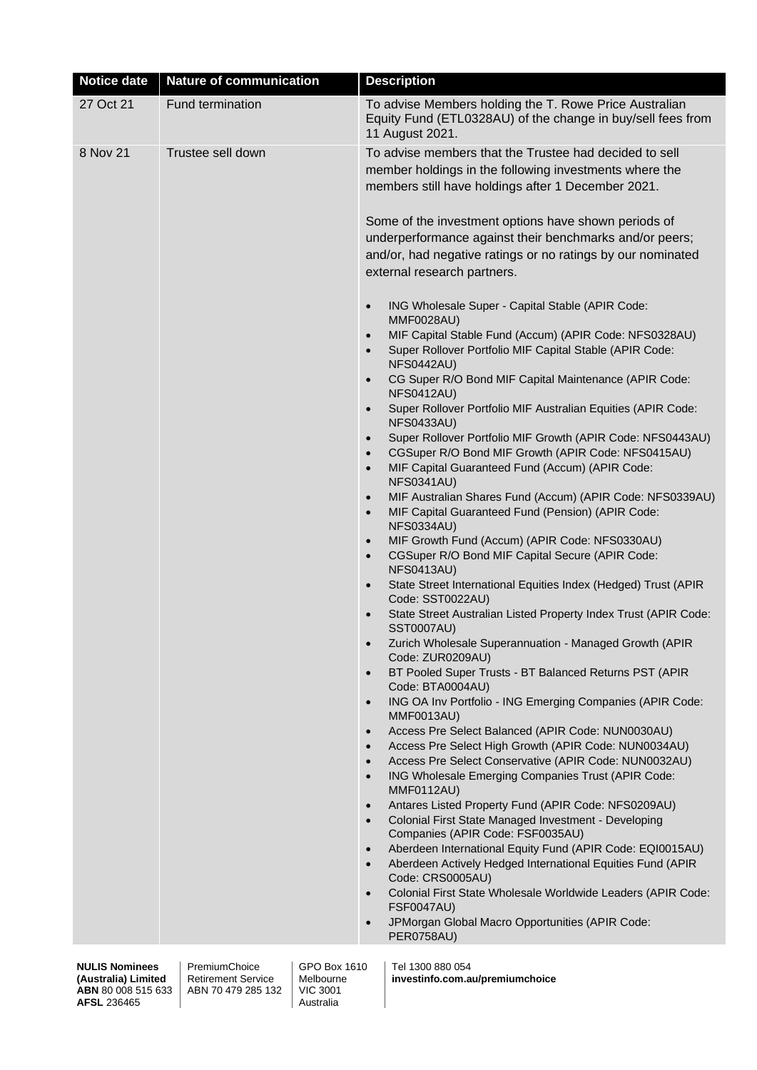| Notice date | Nature of communication | Description |
|---|---|---|
| 27 Oct 21 | Fund termination | To advise Members holding the T. Rowe Price Australian Equity Fund (ETL0328AU) of the change in buy/sell fees from 11 August 2021. |
| 8 Nov 21 | Trustee sell down | To advise members that the Trustee had decided to sell member holdings in the following investments where the members still have holdings after 1 December 2021.<br><br>Some of the investment options have shown periods of underperformance against their benchmarks and/or peers; and/or, had negative ratings or no ratings by our nominated external research partners.<br><br>• ING Wholesale Super - Capital Stable (APIR Code: MMF0028AU)<br>• MIF Capital Stable Fund (Accum) (APIR Code: NFS0328AU)<br>• Super Rollover Portfolio MIF Capital Stable (APIR Code: NFS0442AU)<br>• CG Super R/O Bond MIF Capital Maintenance (APIR Code: NFS0412AU)<br>• Super Rollover Portfolio MIF Australian Equities (APIR Code: NFS0433AU)<br>• Super Rollover Portfolio MIF Growth (APIR Code: NFS0443AU)<br>• CGSuper R/O Bond MIF Growth (APIR Code: NFS0415AU)<br>• MIF Capital Guaranteed Fund (Accum) (APIR Code: NFS0341AU)<br>• MIF Australian Shares Fund (Accum) (APIR Code: NFS0339AU)<br>• MIF Capital Guaranteed Fund (Pension) (APIR Code: NFS0334AU)<br>• MIF Growth Fund (Accum) (APIR Code: NFS0330AU)<br>• CGSuper R/O Bond MIF Capital Secure (APIR Code: NFS0413AU)<br>• State Street International Equities Index (Hedged) Trust (APIR Code: SST0022AU)<br>• State Street Australian Listed Property Index Trust (APIR Code: SST0007AU)<br>• Zurich Wholesale Superannuation - Managed Growth (APIR Code: ZUR0209AU)<br>• BT Pooled Super Trusts - BT Balanced Returns PST (APIR Code: BTA0004AU)<br>• ING OA Inv Portfolio - ING Emerging Companies (APIR Code: MMF0013AU)<br>• Access Pre Select Balanced (APIR Code: NUN0030AU)<br>• Access Pre Select High Growth (APIR Code: NUN0034AU)<br>• Access Pre Select Conservative (APIR Code: NUN0032AU)<br>• ING Wholesale Emerging Companies Trust (APIR Code: MMF0112AU)<br>• Antares Listed Property Fund (APIR Code: NFS0209AU)<br>• Colonial First State Managed Investment - Developing Companies (APIR Code: FSF0035AU)<br>• Aberdeen International Equity Fund (APIR Code: EQI0015AU)<br>• Aberdeen Actively Hedged International Equities Fund (APIR Code: CRS0005AU)<br>• Colonial First State Wholesale Worldwide Leaders (APIR Code: FSF0047AU)<br>• JPMorgan Global Macro Opportunities (APIR Code: PER0758AU) |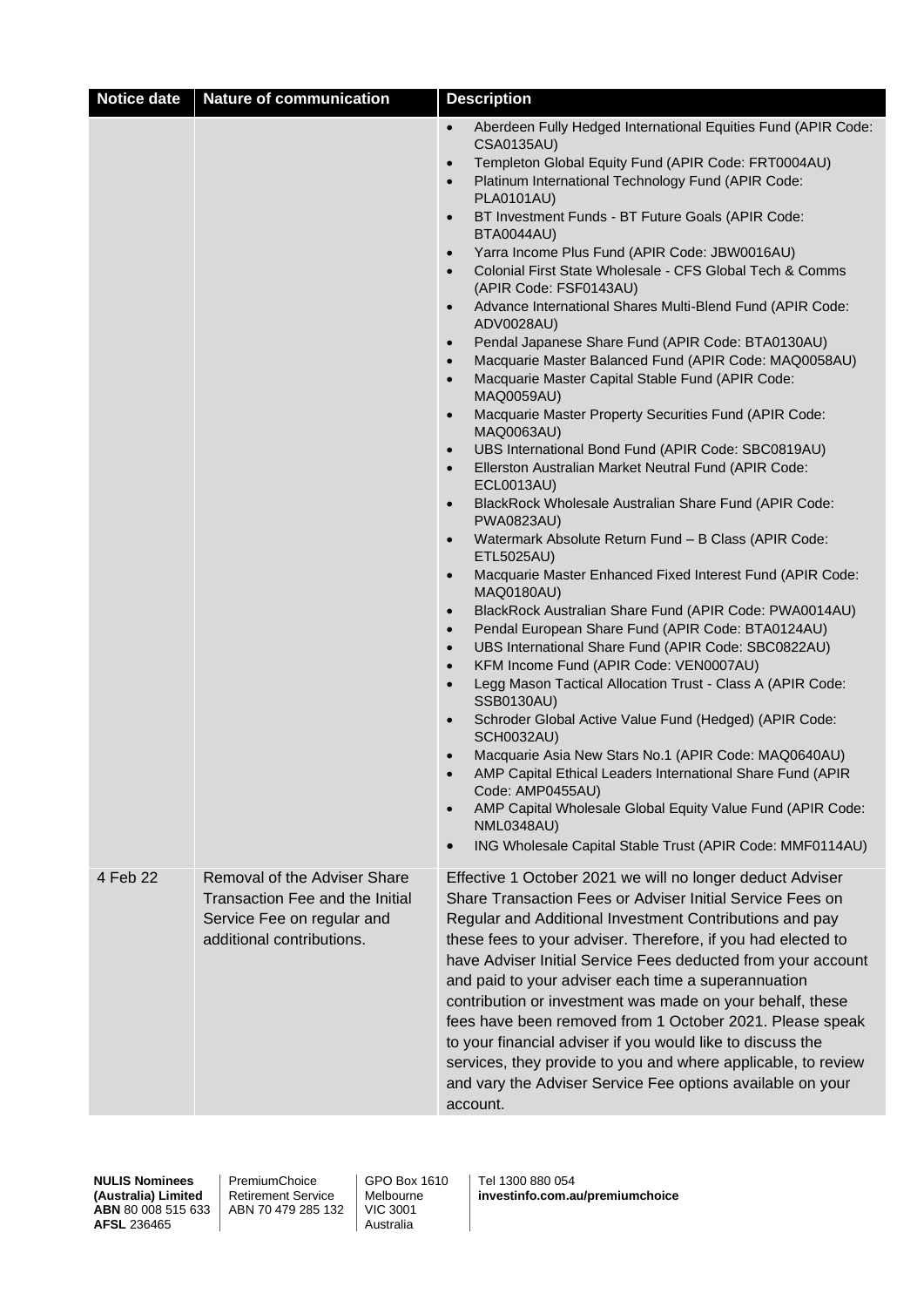| Notice date | Nature of communication | Description |
|---|---|---|
| | | • Aberdeen Fully Hedged International Equities Fund (APIR Code: CSA0135AU)<br>• Templeton Global Equity Fund (APIR Code: FRT0004AU)<br>• Platinum International Technology Fund (APIR Code: PLA0101AU)<br>• BT Investment Funds - BT Future Goals (APIR Code: BTA0044AU)<br>• Yarra Income Plus Fund (APIR Code: JBW0016AU)<br>• Colonial First State Wholesale - CFS Global Tech & Comms (APIR Code: FSF0143AU)<br>• Advance International Shares Multi-Blend Fund (APIR Code: ADV0028AU)<br>• Pendal Japanese Share Fund (APIR Code: BTA0130AU)<br>• Macquarie Master Balanced Fund (APIR Code: MAQ0058AU)<br>• Macquarie Master Capital Stable Fund (APIR Code: MAQ0059AU)<br>• Macquarie Master Property Securities Fund (APIR Code: MAQ0063AU)<br>• UBS International Bond Fund (APIR Code: SBC0819AU)<br>• Ellerston Australian Market Neutral Fund (APIR Code: ECL0013AU)<br>• BlackRock Wholesale Australian Share Fund (APIR Code: PWA0823AU)<br>• Watermark Absolute Return Fund – B Class (APIR Code: ETL5025AU)<br>• Macquarie Master Enhanced Fixed Interest Fund (APIR Code: MAQ0180AU)<br>• BlackRock Australian Share Fund (APIR Code: PWA0014AU)<br>• Pendal European Share Fund (APIR Code: BTA0124AU)<br>• UBS International Share Fund (APIR Code: SBC0822AU)<br>• KFM Income Fund (APIR Code: VEN0007AU)<br>• Legg Mason Tactical Allocation Trust - Class A (APIR Code: SSB0130AU)<br>• Schroder Global Active Value Fund (Hedged) (APIR Code: SCH0032AU)<br>• Macquarie Asia New Stars No.1 (APIR Code: MAQ0640AU)<br>• AMP Capital Ethical Leaders International Share Fund (APIR Code: AMP0455AU)<br>• AMP Capital Wholesale Global Equity Value Fund (APIR Code: NML0348AU)<br>• ING Wholesale Capital Stable Trust (APIR Code: MMF0114AU) |
| 4 Feb 22 | Removal of the Adviser Share Transaction Fee and the Initial Service Fee on regular and additional contributions. | Effective 1 October 2021 we will no longer deduct Adviser Share Transaction Fees or Adviser Initial Service Fees on Regular and Additional Investment Contributions and pay these fees to your adviser. Therefore, if you had elected to have Adviser Initial Service Fees deducted from your account and paid to your adviser each time a superannuation contribution or investment was made on your behalf, these fees have been removed from 1 October 2021. Please speak to your financial adviser if you would like to discuss the services, they provide to you and where applicable, to review and vary the Adviser Service Fee options available on your account. |

**NULIS Nominees (Australia) Limited**
**ABN** 80 008 515 633
**AFSL** 236465

PremiumChoice Retirement Service
ABN 70 479 285 132

GPO Box 1610
Melbourne
VIC 3001
Australia

Tel 1300 880 054
**investinfo.com.au/premiumchoice**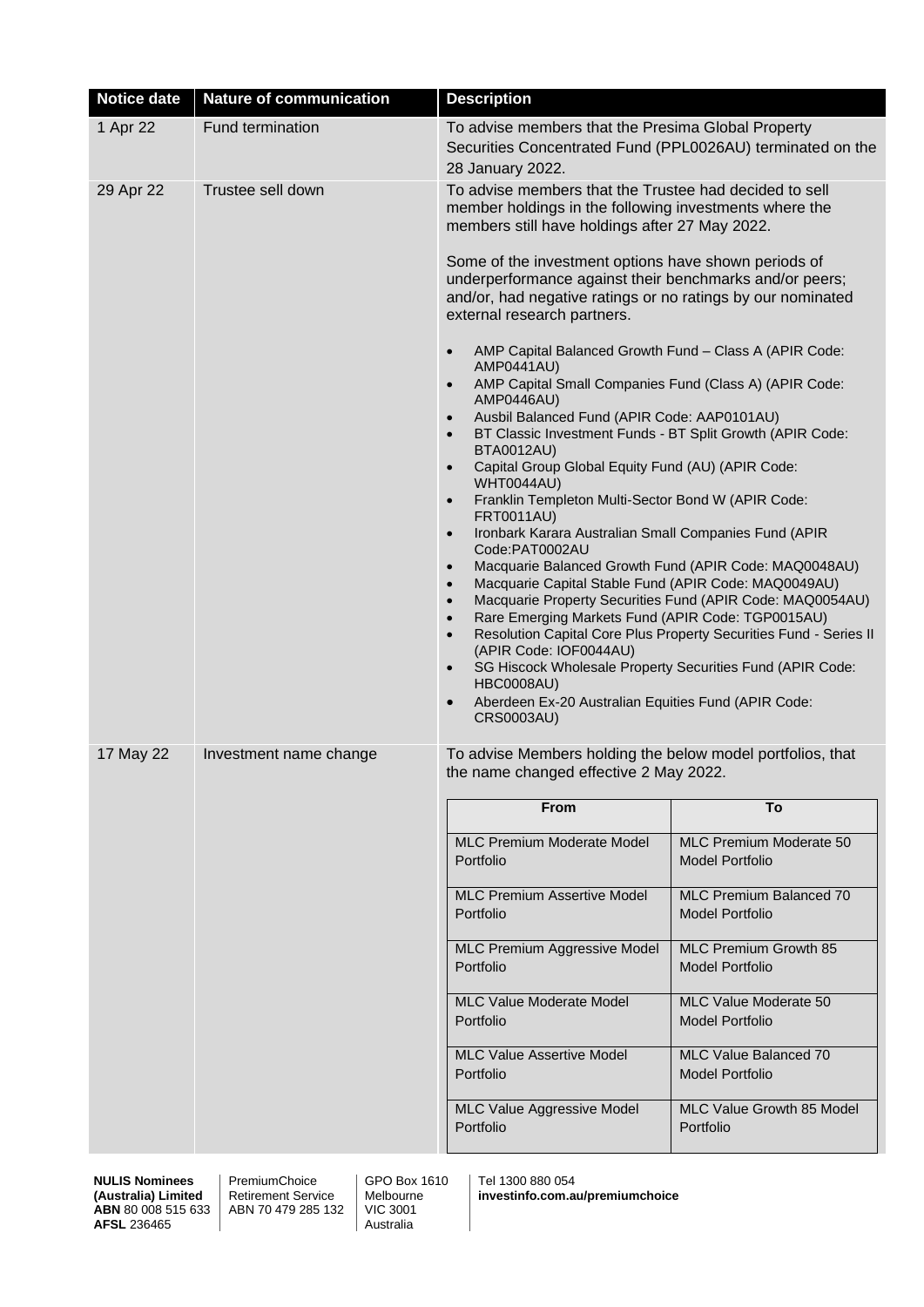| Notice date | Nature of communication | Description |
|---|---|---|
| 1 Apr 22 | Fund termination | To advise members that the Presima Global Property Securities Concentrated Fund (PPL0026AU) terminated on the 28 January 2022. |
| 29 Apr 22 | Trustee sell down | To advise members that the Trustee had decided to sell member holdings in the following investments where the members still have holdings after 27 May 2022.<br><br>Some of the investment options have shown periods of underperformance against their benchmarks and/or peers; and/or, had negative ratings or no ratings by our nominated external research partners.<br><br>• AMP Capital Balanced Growth Fund – Class A (APIR Code: AMP0441AU)<br>• AMP Capital Small Companies Fund (Class A) (APIR Code: AMP0446AU)<br>• Ausbil Balanced Fund (APIR Code: AAP0101AU)<br>• BT Classic Investment Funds - BT Split Growth (APIR Code: BTA0012AU)<br>• Capital Group Global Equity Fund (AU) (APIR Code: WHT0044AU)<br>• Franklin Templeton Multi-Sector Bond W (APIR Code: FRT0011AU)<br>• Ironbark Karara Australian Small Companies Fund (APIR Code:PAT0002AU<br>• Macquarie Balanced Growth Fund (APIR Code: MAQ0048AU)<br>• Macquarie Capital Stable Fund (APIR Code: MAQ0049AU)<br>• Macquarie Property Securities Fund (APIR Code: MAQ0054AU)<br>• Rare Emerging Markets Fund (APIR Code: TGP0015AU)<br>• Resolution Capital Core Plus Property Securities Fund - Series II (APIR Code: IOF0044AU)<br>• SG Hiscock Wholesale Property Securities Fund (APIR Code: HBC0008AU)<br>• Aberdeen Ex-20 Australian Equities Fund (APIR Code: CRS0003AU) |
| 17 May 22 | Investment name change | To advise Members holding the below model portfolios, that the name changed effective 2 May 2022.<br><br>**From** → **To**<br>MLC Premium Moderate Model Portfolio → MLC Premium Moderate 50 Model Portfolio<br>MLC Premium Assertive Model Portfolio → MLC Premium Balanced 70 Model Portfolio<br>MLC Premium Aggressive Model Portfolio → MLC Premium Growth 85 Model Portfolio<br>MLC Value Moderate Model Portfolio → MLC Value Moderate 50 Model Portfolio<br>MLC Value Assertive Model Portfolio → MLC Value Balanced 70 Model Portfolio<br>MLC Value Aggressive Model Portfolio → MLC Value Growth 85 Model Portfolio |

**NULIS Nominees (Australia) Limited**
**ABN** 80 008 515 633
**AFSL** 236465

PremiumChoice Retirement Service
ABN 70 479 285 132

GPO Box 1610
Melbourne
VIC 3001
Australia

Tel 1300 880 054
**investinfo.com.au/premiumchoice**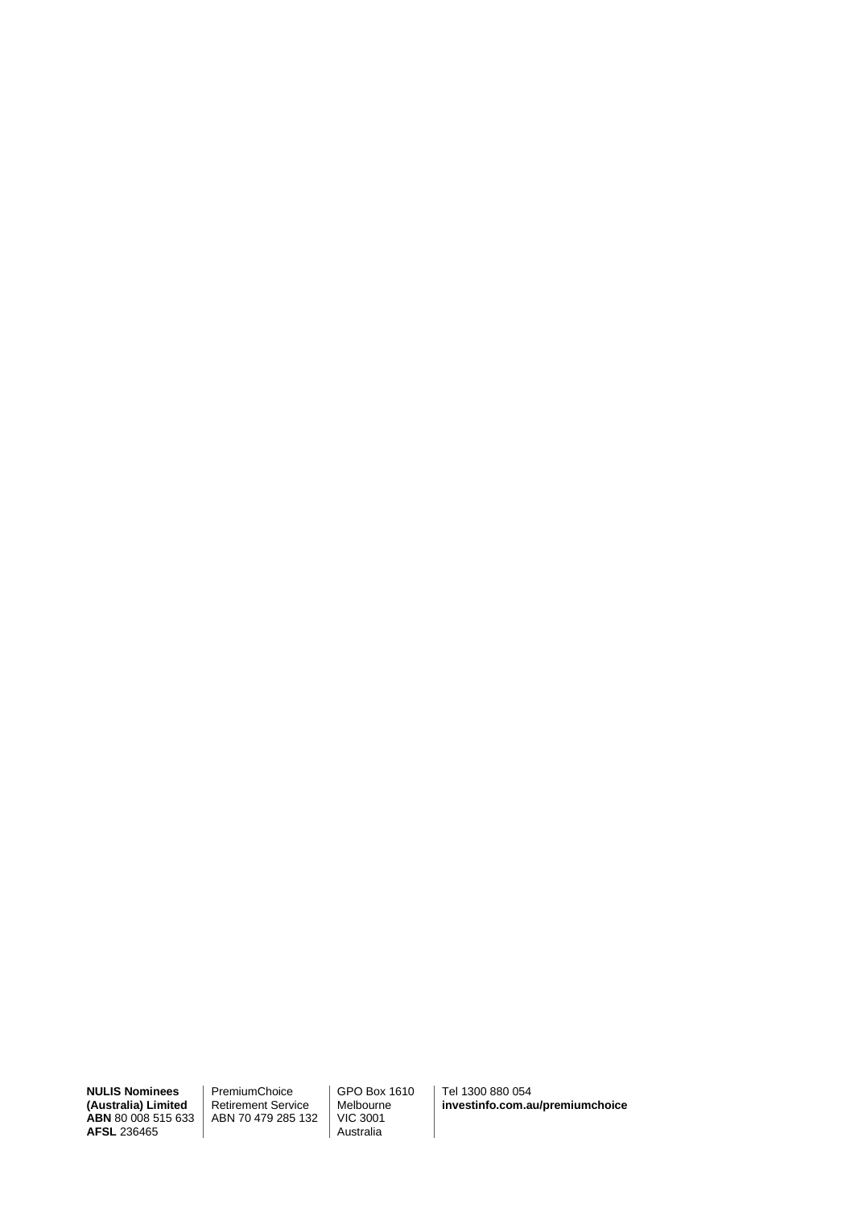**NULIS Nominees (Australia) Limited**
**ABN** 80 008 515 633
**AFSL** 236465

PremiumChoice Retirement Service
ABN 70 479 285 132

GPO Box 1610
Melbourne
VIC 3001
Australia

Tel 1300 880 054
**investinfo.com.au/premiumchoice**